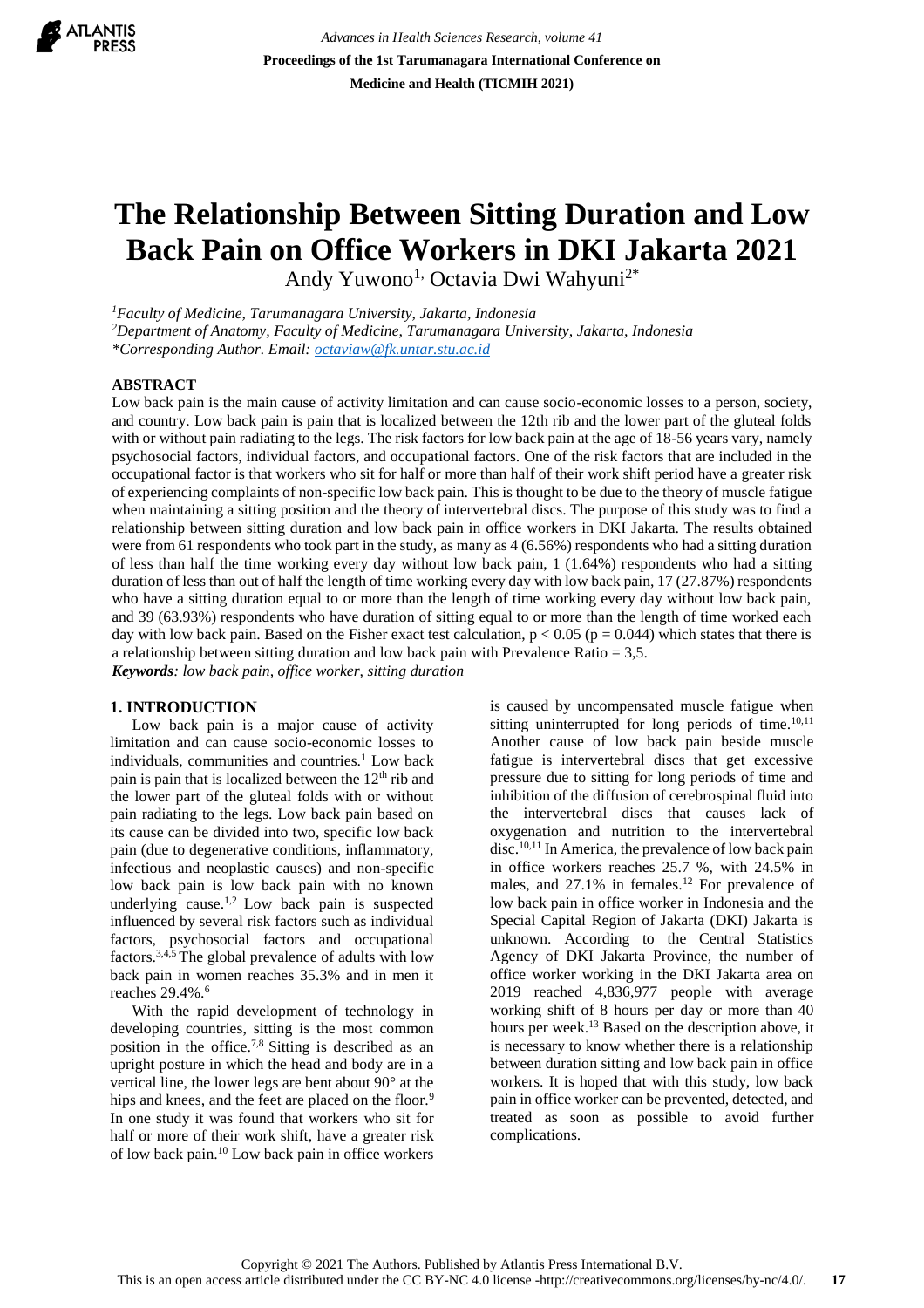# The Relationship Between Sitting Duration and Low Back Pain on Office Workers in DKI Jakarta 2021

Andy Yuwono[1], Octavia Dwi Wahyuni[2*]

[1]*Faculty of Medicine, Tarumanagara University, Jakarta, Indonesia*
[2]*Department of Anatomy, Faculty of Medicine, Tarumanagara University, Jakarta, Indonesia*
*\*Corresponding Author. Email: octaviaw@fk.untar.stu.ac.id*

## ABSTRACT

Low back pain is the main cause of activity limitation and can cause socio-economic losses to a person, society, and country. Low back pain is pain that is localized between the 12th rib and the lower part of the gluteal folds with or without pain radiating to the legs. The risk factors for low back pain at the age of 18-56 years vary, namely psychosocial factors, individual factors, and occupational factors. One of the risk factors that are included in the occupational factor is that workers who sit for half or more than half of their work shift period have a greater risk of experiencing complaints of non-specific low back pain. This is thought to be due to the theory of muscle fatigue when maintaining a sitting position and the theory of intervertebral discs. The purpose of this study was to find a relationship between sitting duration and low back pain in office workers in DKI Jakarta. The results obtained were from 61 respondents who took part in the study, as many as 4 (6.56%) respondents who had a sitting duration of less than half the time working every day without low back pain, 1 (1.64%) respondents who had a sitting duration of less than out of half the length of time working every day with low back pain, 17 (27.87%) respondents who have a sitting duration equal to or more than the length of time working every day without low back pain, and 39 (63.93%) respondents who have duration of sitting equal to or more than the length of time worked each day with low back pain. Based on the Fisher exact test calculation, $p < 0.05$ ($p = 0.044$) which states that there is a relationship between sitting duration and low back pain with Prevalence Ratio = 3,5.

***Keywords**: low back pain, office worker, sitting duration*

## 1. INTRODUCTION

Low back pain is a major cause of activity limitation and can cause socio-economic losses to individuals, communities and countries.[1] Low back pain is pain that is localized between the 12th rib and the lower part of the gluteal folds with or without pain radiating to the legs. Low back pain based on its cause can be divided into two, specific low back pain (due to degenerative conditions, inflammatory, infectious and neoplastic causes) and non-specific low back pain is low back pain with no known underlying cause.[1,2] Low back pain is suspected influenced by several risk factors such as individual factors, psychosocial factors and occupational factors.[3,4,5] The global prevalence of adults with low back pain in women reaches 35.3% and in men it reaches 29.4%.[6]

With the rapid development of technology in developing countries, sitting is the most common position in the office.[7,8] Sitting is described as an upright posture in which the head and body are in a vertical line, the lower legs are bent about 90° at the hips and knees, and the feet are placed on the floor.[9] In one study it was found that workers who sit for half or more of their work shift, have a greater risk of low back pain.[10] Low back pain in office workers is caused by uncompensated muscle fatigue when sitting uninterrupted for long periods of time.[10,11] Another cause of low back pain beside muscle fatigue is intervertebral discs that get excessive pressure due to sitting for long periods of time and inhibition of the diffusion of cerebrospinal fluid into the intervertebral discs that causes lack of oxygenation and nutrition to the intervertebral disc.[10,11] In America, the prevalence of low back pain in office workers reaches 25.7 %, with 24.5% in males, and 27.1% in females.[12] For prevalence of low back pain in office worker in Indonesia and the Special Capital Region of Jakarta (DKI) Jakarta is unknown. According to the Central Statistics Agency of DKI Jakarta Province, the number of office worker working in the DKI Jakarta area on 2019 reached 4,836,977 people with average working shift of 8 hours per day or more than 40 hours per week.[13] Based on the description above, it is necessary to know whether there is a relationship between duration sitting and low back pain in office workers. It is hoped that with this study, low back pain in office worker can be prevented, detected, and treated as soon as possible to avoid further complications.

Copyright © 2021 The Authors. Published by Atlantis Press International B.V.
This is an open access article distributed under the CC BY-NC 4.0 license -http://creativecommons.org/licenses/by-nc/4.0/.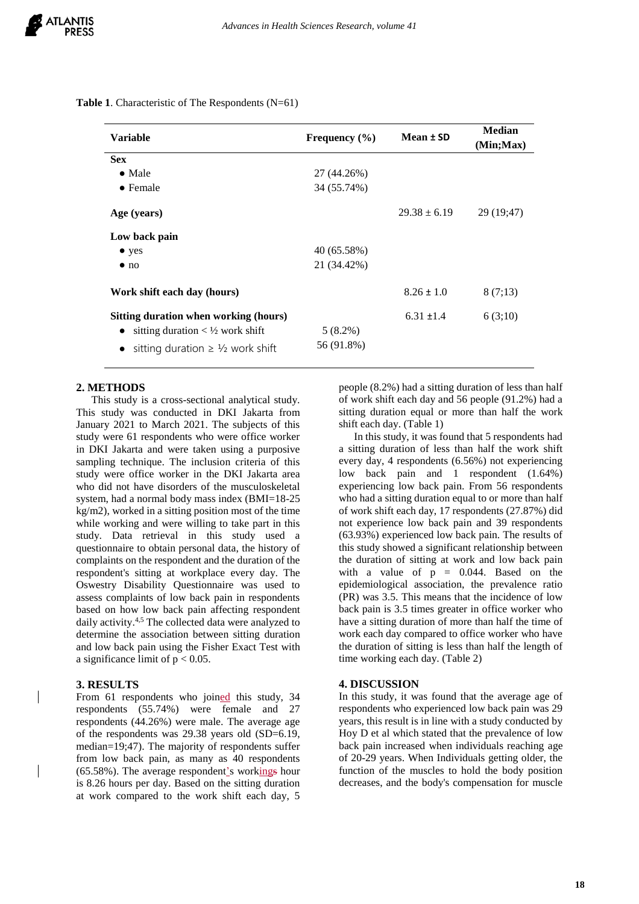**Table 1**. Characteristic of The Respondents (N=61)

| Variable | Frequency (%) | Mean ± SD | Median (Min;Max) |
|---|---|---|---|
| **Sex** | | | |
| • Male | 27 (44.26%) | | |
| • Female | 34 (55.74%) | | |
| **Age (years)** | | 29.38 ± 6.19 | 29 (19;47) |
| **Low back pain** | | | |
| • yes | 40 (65.58%) | | |
| • no | 21 (34.42%) | | |
| **Work shift each day (hours)** | | 8.26 ± 1.0 | 8 (7;13) |
| **Sitting duration when working (hours)** | | 6.31 ±1.4 | 6 (3;10) |
| • sitting duration < ½ work shift | 5 (8.2%) | | |
| • sitting duration ≥ ½ work shift | 56 (91.8%) | | |

## 2. METHODS

This study is a cross-sectional analytical study. This study was conducted in DKI Jakarta from January 2021 to March 2021. The subjects of this study were 61 respondents who were office worker in DKI Jakarta and were taken using a purposive sampling technique. The inclusion criteria of this study were office worker in the DKI Jakarta area who did not have disorders of the musculoskeletal system, had a normal body mass index (BMI=18-25 kg/m2), worked in a sitting position most of the time while working and were willing to take part in this study. Data retrieval in this study used a questionnaire to obtain personal data, the history of complaints on the respondent and the duration of the respondent's sitting at workplace every day. The Oswestry Disability Questionnaire was used to assess complaints of low back pain in respondents based on how low back pain affecting respondent daily activity.[4,5] The collected data were analyzed to determine the association between sitting duration and low back pain using the Fisher Exact Test with a significance limit of $p < 0.05$.

## 3. RESULTS

From 61 respondents who joined this study, 34 respondents (55.74%) were female and 27 respondents (44.26%) were male. The average age of the respondents was 29.38 years old (SD=6.19, median=19;47). The majority of respondents suffer from low back pain, as many as 40 respondents (65.58%). The average respondent's workings hour is 8.26 hours per day. Based on the sitting duration at work compared to the work shift each day, 5 people (8.2%) had a sitting duration of less than half of work shift each day and 56 people (91.2%) had a sitting duration equal or more than half the work shift each day. (Table 1)

In this study, it was found that 5 respondents had a sitting duration of less than half the work shift every day, 4 respondents (6.56%) not experiencing low back pain and 1 respondent (1.64%) experiencing low back pain. From 56 respondents who had a sitting duration equal to or more than half of work shift each day, 17 respondents (27.87%) did not experience low back pain and 39 respondents (63.93%) experienced low back pain. The results of this study showed a significant relationship between the duration of sitting at work and low back pain with a value of $p = 0.044$. Based on the epidemiological association, the prevalence ratio (PR) was 3.5. This means that the incidence of low back pain is 3.5 times greater in office worker who have a sitting duration of more than half the time of work each day compared to office worker who have the duration of sitting is less than half the length of time working each day. (Table 2)

## 4. DISCUSSION

In this study, it was found that the average age of respondents who experienced low back pain was 29 years, this result is in line with a study conducted by Hoy D et al which stated that the prevalence of low back pain increased when individuals reaching age of 20-29 years. When Individuals getting older, the function of the muscles to hold the body position decreases, and the body's compensation for muscle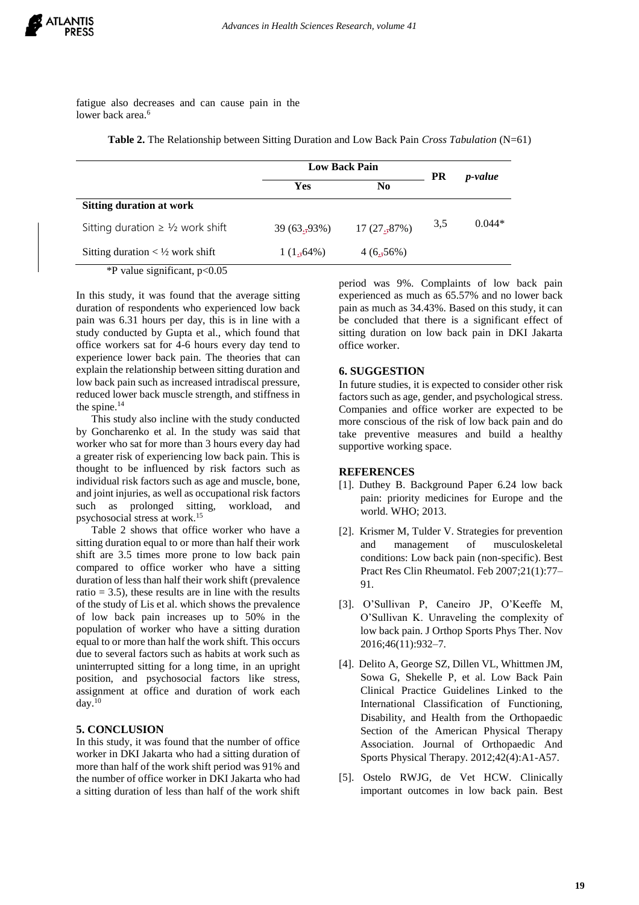fatigue also decreases and can cause pain in the lower back area.[6]

**Table 2.** The Relationship between Sitting Duration and Low Back Pain *Cross Tabulation* (N=61)

| | Low Back Pain | | PR | *p-value* |
|---|---|---|---|---|
| | Yes | No | | |
| **Sitting duration at work** | | | | |
| Sitting duration ≥ ½ work shift | 39 (63,93%) | 17 (27,87%) | 3,5 | 0.044* |
| Sitting duration < ½ work shift | 1 (1,64%) | 4 (6,56%) | | |

*P value significant, p<0.05

In this study, it was found that the average sitting duration of respondents who experienced low back pain was 6.31 hours per day, this is in line with a study conducted by Gupta et al., which found that office workers sat for 4-6 hours every day tend to experience lower back pain. The theories that can explain the relationship between sitting duration and low back pain such as increased intradiscal pressure, reduced lower back muscle strength, and stiffness in the spine.[14]

This study also incline with the study conducted by Goncharenko et al. In the study was said that worker who sat for more than 3 hours every day had a greater risk of experiencing low back pain. This is thought to be influenced by risk factors such as individual risk factors such as age and muscle, bone, and joint injuries, as well as occupational risk factors such as prolonged sitting, workload, and psychosocial stress at work.[15]

Table 2 shows that office worker who have a sitting duration equal to or more than half their work shift are 3.5 times more prone to low back pain compared to office worker who have a sitting duration of less than half their work shift (prevalence ratio = 3.5), these results are in line with the results of the study of Lis et al. which shows the prevalence of low back pain increases up to 50% in the population of worker who have a sitting duration equal to or more than half the work shift. This occurs due to several factors such as habits at work such as uninterrupted sitting for a long time, in an upright position, and psychosocial factors like stress, assignment at office and duration of work each day.[10]

## 5. CONCLUSION

In this study, it was found that the number of office worker in DKI Jakarta who had a sitting duration of more than half of the work shift period was 91% and the number of office worker in DKI Jakarta who had a sitting duration of less than half of the work shift period was 9%. Complaints of low back pain experienced as much as 65.57% and no lower back pain as much as 34.43%. Based on this study, it can be concluded that there is a significant effect of sitting duration on low back pain in DKI Jakarta office worker.

## 6. SUGGESTION

In future studies, it is expected to consider other risk factors such as age, gender, and psychological stress. Companies and office worker are expected to be more conscious of the risk of low back pain and do take preventive measures and build a healthy supportive working space.

## REFERENCES

[1]. Duthey B. Background Paper 6.24 low back pain: priority medicines for Europe and the world. WHO; 2013.

[2]. Krismer M, Tulder V. Strategies for prevention and management of musculoskeletal conditions: Low back pain (non-specific). Best Pract Res Clin Rheumatol. Feb 2007;21(1):77–91.

[3]. O'Sullivan P, Caneiro JP, O'Keeffe M, O'Sullivan K. Unraveling the complexity of low back pain. J Orthop Sports Phys Ther. Nov 2016;46(11):932–7.

[4]. Delito A, George SZ, Dillen VL, Whittmen JM, Sowa G, Shekelle P, et al. Low Back Pain Clinical Practice Guidelines Linked to the International Classification of Functioning, Disability, and Health from the Orthopaedic Section of the American Physical Therapy Association. Journal of Orthopaedic And Sports Physical Therapy. 2012;42(4):A1-A57.

[5]. Ostelo RWJG, de Vet HCW. Clinically important outcomes in low back pain. Best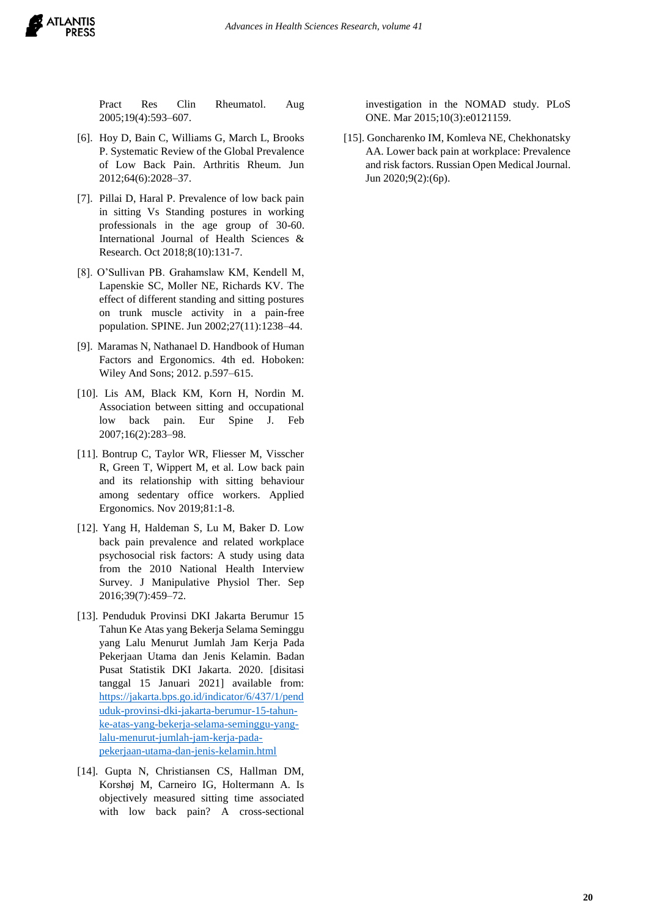Pract Res Clin Rheumatol. Aug 2005;19(4):593–607.

[6]. Hoy D, Bain C, Williams G, March L, Brooks P. Systematic Review of the Global Prevalence of Low Back Pain. Arthritis Rheum. Jun 2012;64(6):2028–37.

[7]. Pillai D, Haral P. Prevalence of low back pain in sitting Vs Standing postures in working professionals in the age group of 30-60. International Journal of Health Sciences & Research. Oct 2018;8(10):131-7.

[8]. O'Sullivan PB. Grahamslaw KM, Kendell M, Lapenskie SC, Moller NE, Richards KV. The effect of different standing and sitting postures on trunk muscle activity in a pain-free population. SPINE. Jun 2002;27(11):1238–44.

[9]. Maramas N, Nathanael D. Handbook of Human Factors and Ergonomics. 4th ed. Hoboken: Wiley And Sons; 2012. p.597–615.

[10]. Lis AM, Black KM, Korn H, Nordin M. Association between sitting and occupational low back pain. Eur Spine J. Feb 2007;16(2):283–98.

[11]. Bontrup C, Taylor WR, Fliesser M, Visscher R, Green T, Wippert M, et al. Low back pain and its relationship with sitting behaviour among sedentary office workers. Applied Ergonomics. Nov 2019;81:1-8.

[12]. Yang H, Haldeman S, Lu M, Baker D. Low back pain prevalence and related workplace psychosocial risk factors: A study using data from the 2010 National Health Interview Survey. J Manipulative Physiol Ther. Sep 2016;39(7):459–72.

[13]. Penduduk Provinsi DKI Jakarta Berumur 15 Tahun Ke Atas yang Bekerja Selama Seminggu yang Lalu Menurut Jumlah Jam Kerja Pada Pekerjaan Utama dan Jenis Kelamin. Badan Pusat Statistik DKI Jakarta. 2020. [disitasi tanggal 15 Januari 2021] available from: https://jakarta.bps.go.id/indicator/6/437/1/penduduk-provinsi-dki-jakarta-berumur-15-tahun-ke-atas-yang-bekerja-selama-seminggu-yang-lalu-menurut-jumlah-jam-kerja-pada-pekerjaan-utama-dan-jenis-kelamin.html

[14]. Gupta N, Christiansen CS, Hallman DM, Korshøj M, Carneiro IG, Holtermann A. Is objectively measured sitting time associated with low back pain? A cross-sectional investigation in the NOMAD study. PLoS ONE. Mar 2015;10(3):e0121159.

[15]. Goncharenko IM, Komleva NE, Chekhonatsky AA. Lower back pain at workplace: Prevalence and risk factors. Russian Open Medical Journal. Jun 2020;9(2):(6p).